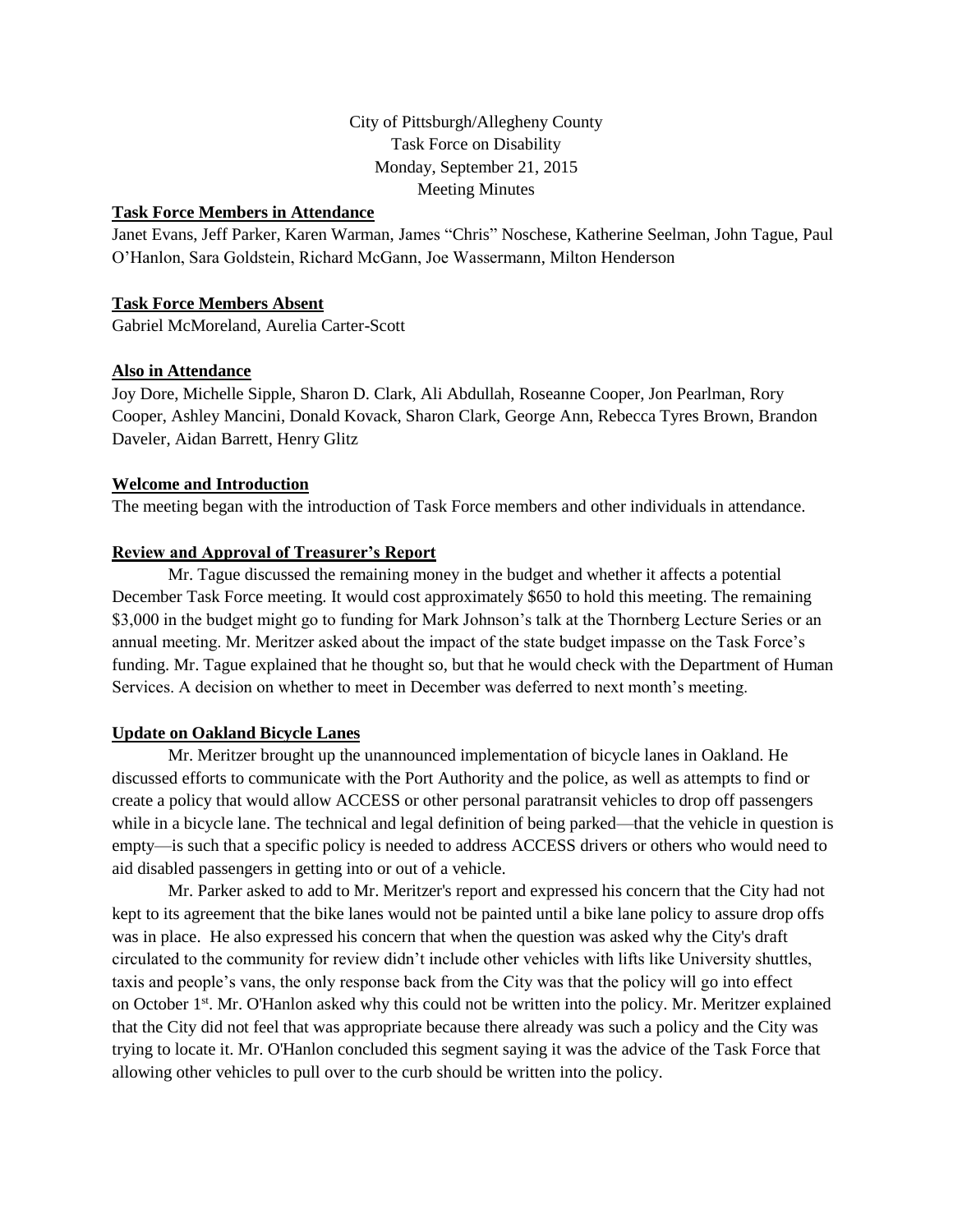City of Pittsburgh/Allegheny County
Task Force on Disability
Monday, September 21, 2015
Meeting Minutes

**Task Force Members in Attendance**

Janet Evans, Jeff Parker, Karen Warman, James "Chris" Noschese, Katherine Seelman, John Tague, Paul O'Hanlon, Sara Goldstein, Richard McGann, Joe Wassermann, Milton Henderson

**Task Force Members Absent**

Gabriel McMoreland, Aurelia Carter-Scott

**Also in Attendance**

Joy Dore, Michelle Sipple, Sharon D. Clark, Ali Abdullah, Roseanne Cooper, Jon Pearlman, Rory Cooper, Ashley Mancini, Donald Kovack, Sharon Clark, George Ann, Rebecca Tyres Brown, Brandon Daveler, Aidan Barrett, Henry Glitz

**Welcome and Introduction**

The meeting began with the introduction of Task Force members and other individuals in attendance.

**Review and Approval of Treasurer's Report**

Mr. Tague discussed the remaining money in the budget and whether it affects a potential December Task Force meeting. It would cost approximately $650 to hold this meeting. The remaining $3,000 in the budget might go to funding for Mark Johnson's talk at the Thornberg Lecture Series or an annual meeting. Mr. Meritzer asked about the impact of the state budget impasse on the Task Force's funding. Mr. Tague explained that he thought so, but that he would check with the Department of Human Services. A decision on whether to meet in December was deferred to next month's meeting.

**Update on Oakland Bicycle Lanes**

Mr. Meritzer brought up the unannounced implementation of bicycle lanes in Oakland. He discussed efforts to communicate with the Port Authority and the police, as well as attempts to find or create a policy that would allow ACCESS or other personal paratransit vehicles to drop off passengers while in a bicycle lane. The technical and legal definition of being parked—that the vehicle in question is empty—is such that a specific policy is needed to address ACCESS drivers or others who would need to aid disabled passengers in getting into or out of a vehicle.

Mr. Parker asked to add to Mr. Meritzer's report and expressed his concern that the City had not kept to its agreement that the bike lanes would not be painted until a bike lane policy to assure drop offs was in place. He also expressed his concern that when the question was asked why the City's draft circulated to the community for review didn't include other vehicles with lifts like University shuttles, taxis and people's vans, the only response back from the City was that the policy will go into effect on October 1st. Mr. O'Hanlon asked why this could not be written into the policy. Mr. Meritzer explained that the City did not feel that was appropriate because there already was such a policy and the City was trying to locate it. Mr. O'Hanlon concluded this segment saying it was the advice of the Task Force that allowing other vehicles to pull over to the curb should be written into the policy.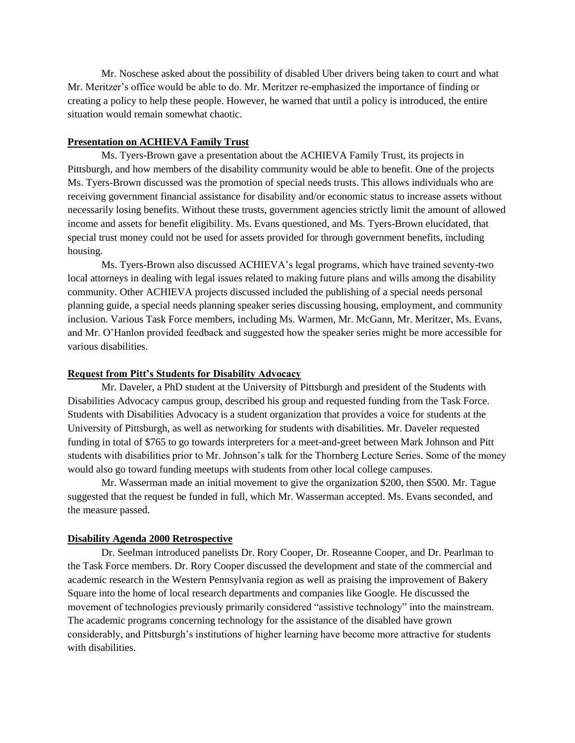Mr. Noschese asked about the possibility of disabled Uber drivers being taken to court and what Mr. Meritzer's office would be able to do. Mr. Meritzer re-emphasized the importance of finding or creating a policy to help these people. However, he warned that until a policy is introduced, the entire situation would remain somewhat chaotic.

**Presentation on ACHIEVA Family Trust**

Ms. Tyers-Brown gave a presentation about the ACHIEVA Family Trust, its projects in Pittsburgh, and how members of the disability community would be able to benefit. One of the projects Ms. Tyers-Brown discussed was the promotion of special needs trusts. This allows individuals who are receiving government financial assistance for disability and/or economic status to increase assets without necessarily losing benefits. Without these trusts, government agencies strictly limit the amount of allowed income and assets for benefit eligibility. Ms. Evans questioned, and Ms. Tyers-Brown elucidated, that special trust money could not be used for assets provided for through government benefits, including housing.

Ms. Tyers-Brown also discussed ACHIEVA's legal programs, which have trained seventy-two local attorneys in dealing with legal issues related to making future plans and wills among the disability community. Other ACHIEVA projects discussed included the publishing of a special needs personal planning guide, a special needs planning speaker series discussing housing, employment, and community inclusion. Various Task Force members, including Ms. Warmen, Mr. McGann, Mr. Meritzer, Ms. Evans, and Mr. O'Hanlon provided feedback and suggested how the speaker series might be more accessible for various disabilities.

**Request from Pitt's Students for Disability Advocacy**

Mr. Daveler, a PhD student at the University of Pittsburgh and president of the Students with Disabilities Advocacy campus group, described his group and requested funding from the Task Force. Students with Disabilities Advocacy is a student organization that provides a voice for students at the University of Pittsburgh, as well as networking for students with disabilities. Mr. Daveler requested funding in total of $765 to go towards interpreters for a meet-and-greet between Mark Johnson and Pitt students with disabilities prior to Mr. Johnson's talk for the Thornberg Lecture Series. Some of the money would also go toward funding meetups with students from other local college campuses.

Mr. Wasserman made an initial movement to give the organization $200, then $500. Mr. Tague suggested that the request be funded in full, which Mr. Wasserman accepted. Ms. Evans seconded, and the measure passed.

**Disability Agenda 2000 Retrospective**

Dr. Seelman introduced panelists Dr. Rory Cooper, Dr. Roseanne Cooper, and Dr. Pearlman to the Task Force members. Dr. Rory Cooper discussed the development and state of the commercial and academic research in the Western Pennsylvania region as well as praising the improvement of Bakery Square into the home of local research departments and companies like Google. He discussed the movement of technologies previously primarily considered "assistive technology" into the mainstream. The academic programs concerning technology for the assistance of the disabled have grown considerably, and Pittsburgh's institutions of higher learning have become more attractive for students with disabilities.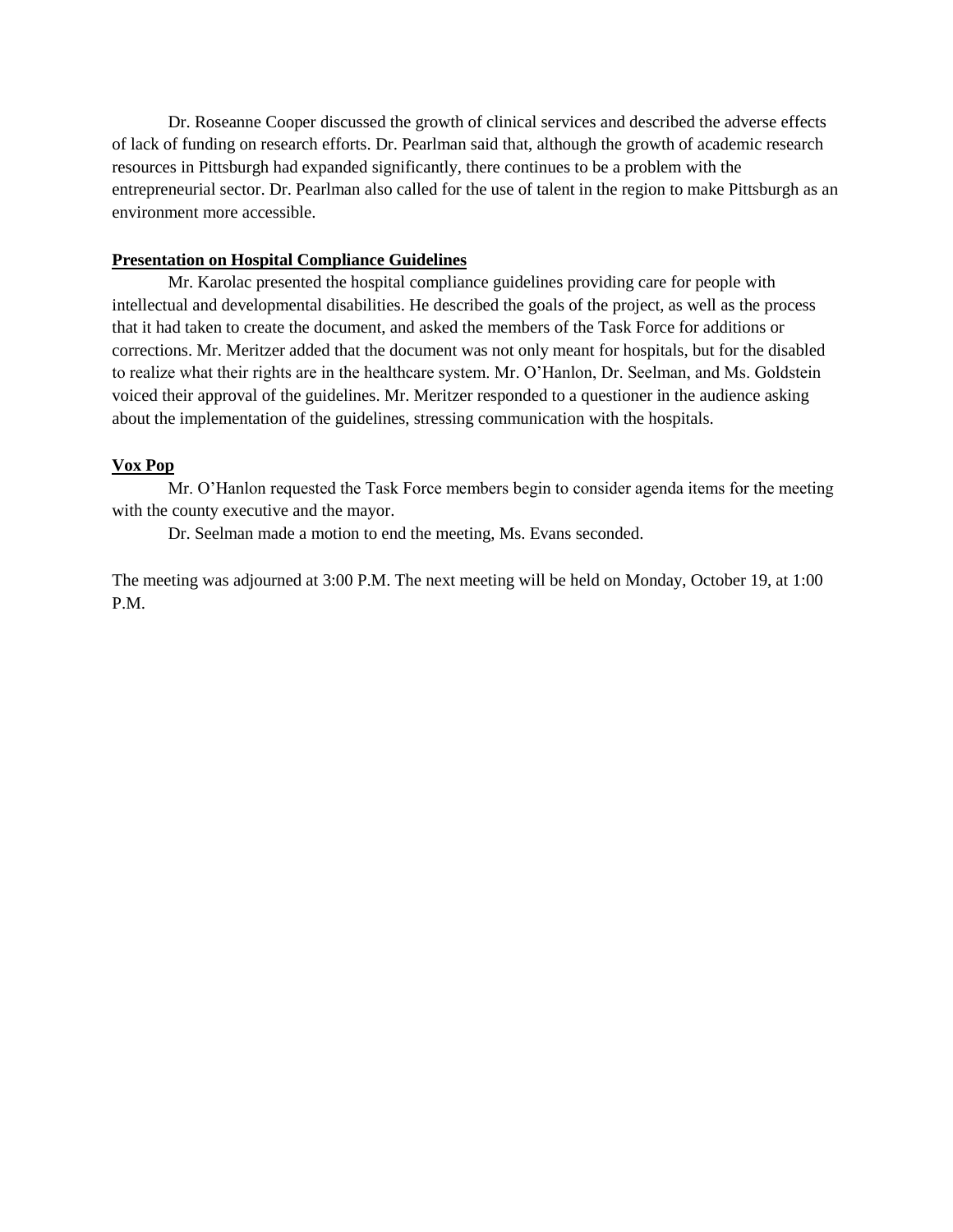Dr. Roseanne Cooper discussed the growth of clinical services and described the adverse effects of lack of funding on research efforts. Dr. Pearlman said that, although the growth of academic research resources in Pittsburgh had expanded significantly, there continues to be a problem with the entrepreneurial sector. Dr. Pearlman also called for the use of talent in the region to make Pittsburgh as an environment more accessible.

**Presentation on Hospital Compliance Guidelines**

Mr. Karolac presented the hospital compliance guidelines providing care for people with intellectual and developmental disabilities. He described the goals of the project, as well as the process that it had taken to create the document, and asked the members of the Task Force for additions or corrections. Mr. Meritzer added that the document was not only meant for hospitals, but for the disabled to realize what their rights are in the healthcare system. Mr. O'Hanlon, Dr. Seelman, and Ms. Goldstein voiced their approval of the guidelines. Mr. Meritzer responded to a questioner in the audience asking about the implementation of the guidelines, stressing communication with the hospitals.

**Vox Pop**

Mr. O'Hanlon requested the Task Force members begin to consider agenda items for the meeting with the county executive and the mayor.

Dr. Seelman made a motion to end the meeting, Ms. Evans seconded.

The meeting was adjourned at 3:00 P.M. The next meeting will be held on Monday, October 19, at 1:00 P.M.